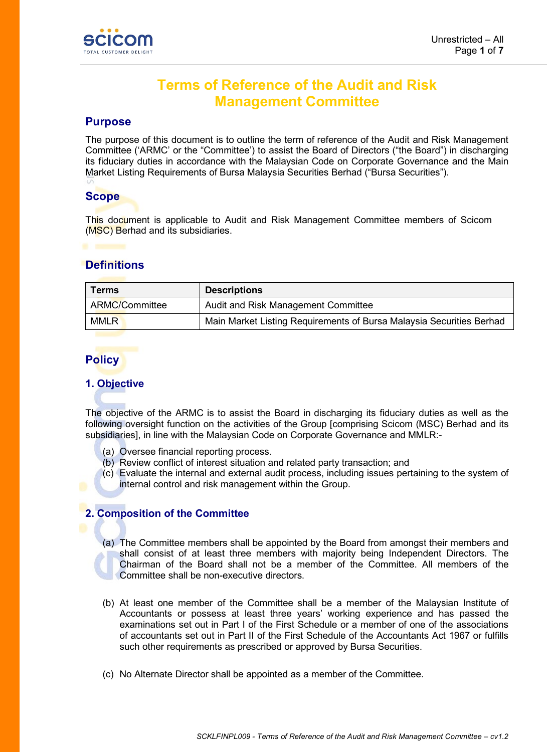# Terms of Reference of the Audit and Risk Management Committee

## Purpose

The purpose of this document is to outline the term of reference of the Audit and Risk Management Committee (‘ARMC’ or the “Committee’) to assist the Board of Directors (“the Board”) in discharging its fiduciary duties in accordance with the Malaysian Code on Corporate Governance and the Main Market Listing Requirements of Bursa Malaysia Securities Berhad (“Bursa Securities”).

## Scope

This document is applicable to Audit and Risk Management Committee members of Scicom (MSC) Berhad and its subsidiaries.

## Definitions

| Terms | Descriptions |
|---|---|
| ARMC/Committee | Audit and Risk Management Committee |
| MMLR | Main Market Listing Requirements of Bursa Malaysia Securities Berhad |

## Policy

### 1. Objective

The objective of the ARMC is to assist the Board in discharging its fiduciary duties as well as the following oversight function on the activities of the Group [comprising Scicom (MSC) Berhad and its subsidiaries], in line with the Malaysian Code on Corporate Governance and MMLR:-

(a) Oversee financial reporting process.
(b) Review conflict of interest situation and related party transaction; and
(c) Evaluate the internal and external audit process, including issues pertaining to the system of internal control and risk management within the Group.

### 2. Composition of the Committee

(a) The Committee members shall be appointed by the Board from amongst their members and shall consist of at least three members with majority being Independent Directors. The Chairman of the Board shall not be a member of the Committee. All members of the Committee shall be non-executive directors.

(b) At least one member of the Committee shall be a member of the Malaysian Institute of Accountants or possess at least three years’ working experience and has passed the examinations set out in Part I of the First Schedule or a member of one of the associations of accountants set out in Part II of the First Schedule of the Accountants Act 1967 or fulfills such other requirements as prescribed or approved by Bursa Securities.

(c) No Alternate Director shall be appointed as a member of the Committee.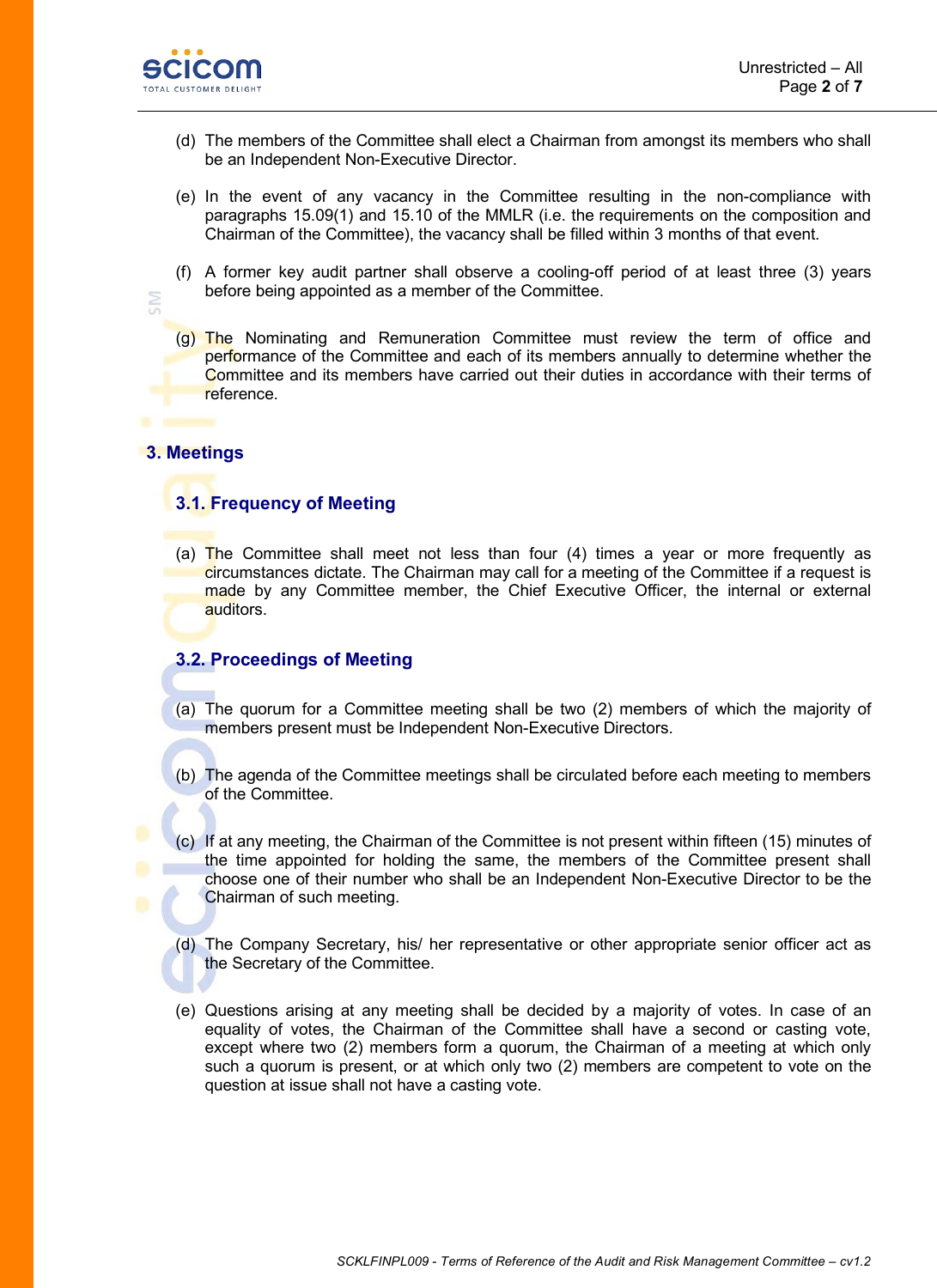(d) The members of the Committee shall elect a Chairman from amongst its members who shall be an Independent Non-Executive Director.

(e) In the event of any vacancy in the Committee resulting in the non-compliance with paragraphs 15.09(1) and 15.10 of the MMLR (i.e. the requirements on the composition and Chairman of the Committee), the vacancy shall be filled within 3 months of that event.

(f) A former key audit partner shall observe a cooling-off period of at least three (3) years before being appointed as a member of the Committee.

(g) The Nominating and Remuneration Committee must review the term of office and performance of the Committee and each of its members annually to determine whether the Committee and its members have carried out their duties in accordance with their terms of reference.

## 3. Meetings

### 3.1. Frequency of Meeting

(a) The Committee shall meet not less than four (4) times a year or more frequently as circumstances dictate. The Chairman may call for a meeting of the Committee if a request is made by any Committee member, the Chief Executive Officer, the internal or external auditors.

### 3.2. Proceedings of Meeting

(a) The quorum for a Committee meeting shall be two (2) members of which the majority of members present must be Independent Non-Executive Directors.

(b) The agenda of the Committee meetings shall be circulated before each meeting to members of the Committee.

(c) If at any meeting, the Chairman of the Committee is not present within fifteen (15) minutes of the time appointed for holding the same, the members of the Committee present shall choose one of their number who shall be an Independent Non-Executive Director to be the Chairman of such meeting.

(d) The Company Secretary, his/ her representative or other appropriate senior officer act as the Secretary of the Committee.

(e) Questions arising at any meeting shall be decided by a majority of votes. In case of an equality of votes, the Chairman of the Committee shall have a second or casting vote, except where two (2) members form a quorum, the Chairman of a meeting at which only such a quorum is present, or at which only two (2) members are competent to vote on the question at issue shall not have a casting vote.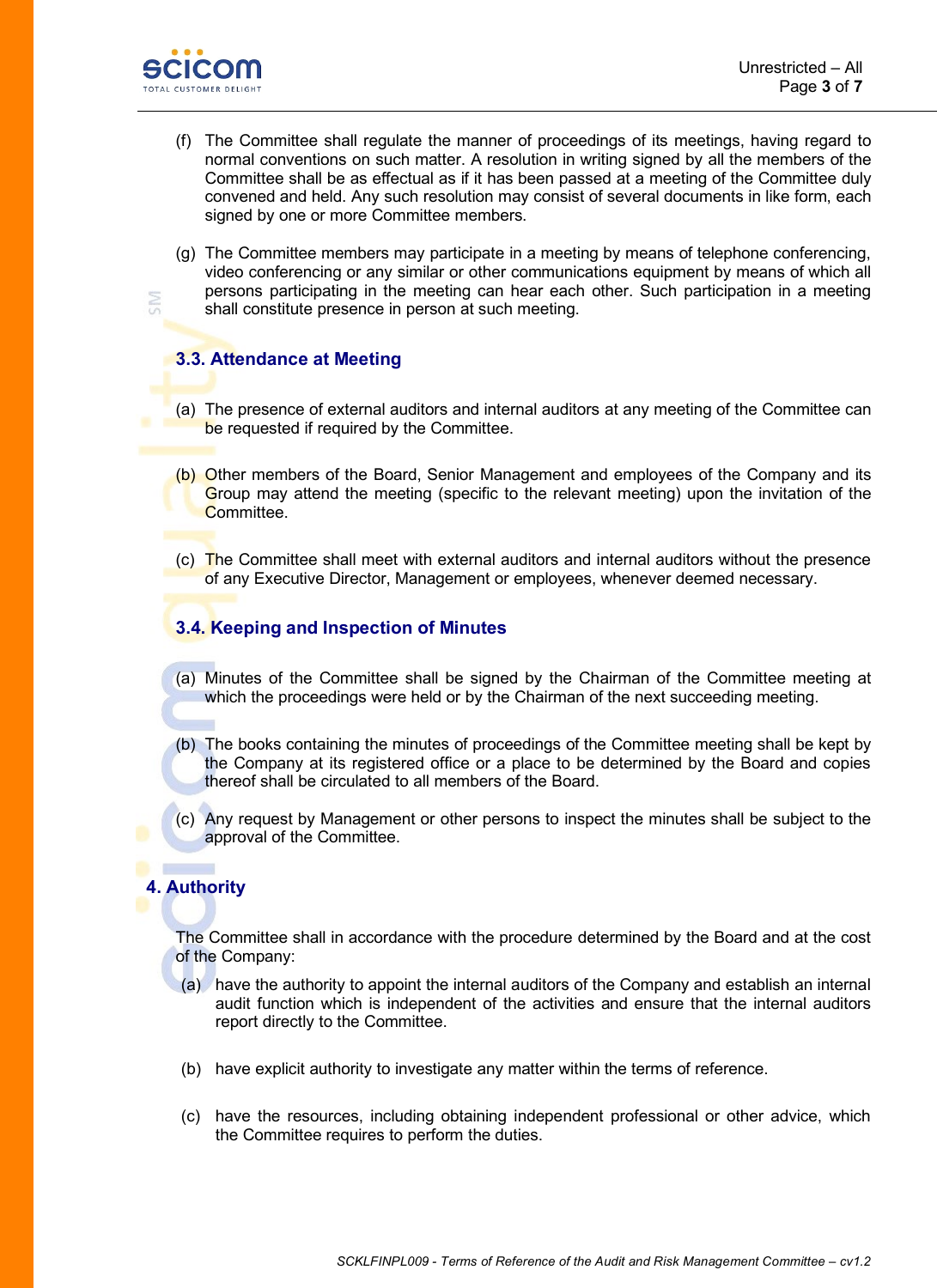(f) The Committee shall regulate the manner of proceedings of its meetings, having regard to normal conventions on such matter. A resolution in writing signed by all the members of the Committee shall be as effectual as if it has been passed at a meeting of the Committee duly convened and held. Any such resolution may consist of several documents in like form, each signed by one or more Committee members.

(g) The Committee members may participate in a meeting by means of telephone conferencing, video conferencing or any similar or other communications equipment by means of which all persons participating in the meeting can hear each other. Such participation in a meeting shall constitute presence in person at such meeting.

### 3.3. Attendance at Meeting

(a) The presence of external auditors and internal auditors at any meeting of the Committee can be requested if required by the Committee.

(b) Other members of the Board, Senior Management and employees of the Company and its Group may attend the meeting (specific to the relevant meeting) upon the invitation of the Committee.

(c) The Committee shall meet with external auditors and internal auditors without the presence of any Executive Director, Management or employees, whenever deemed necessary.

### 3.4. Keeping and Inspection of Minutes

(a) Minutes of the Committee shall be signed by the Chairman of the Committee meeting at which the proceedings were held or by the Chairman of the next succeeding meeting.

(b) The books containing the minutes of proceedings of the Committee meeting shall be kept by the Company at its registered office or a place to be determined by the Board and copies thereof shall be circulated to all members of the Board.

(c) Any request by Management or other persons to inspect the minutes shall be subject to the approval of the Committee.

## 4. Authority

The Committee shall in accordance with the procedure determined by the Board and at the cost of the Company:

(a) have the authority to appoint the internal auditors of the Company and establish an internal audit function which is independent of the activities and ensure that the internal auditors report directly to the Committee.

(b) have explicit authority to investigate any matter within the terms of reference.

(c) have the resources, including obtaining independent professional or other advice, which the Committee requires to perform the duties.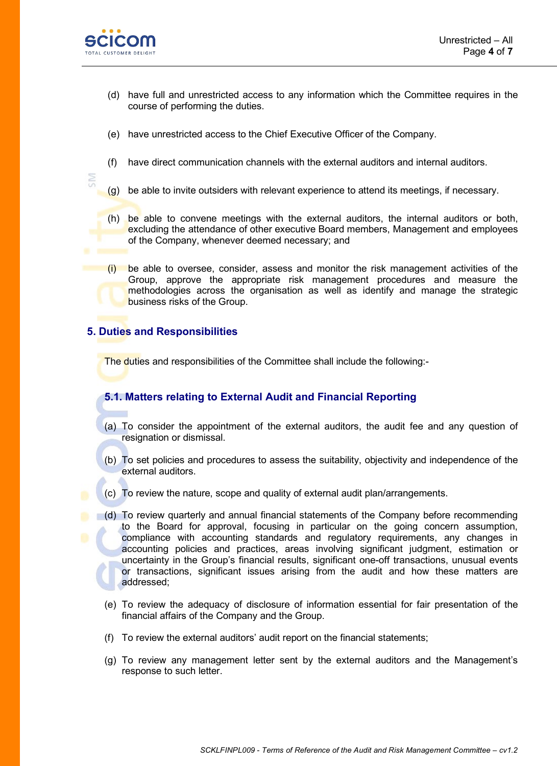(d) have full and unrestricted access to any information which the Committee requires in the course of performing the duties.

(e) have unrestricted access to the Chief Executive Officer of the Company.

(f) have direct communication channels with the external auditors and internal auditors.

(g) be able to invite outsiders with relevant experience to attend its meetings, if necessary.

(h) be able to convene meetings with the external auditors, the internal auditors or both, excluding the attendance of other executive Board members, Management and employees of the Company, whenever deemed necessary; and

(i) be able to oversee, consider, assess and monitor the risk management activities of the Group, approve the appropriate risk management procedures and measure the methodologies across the organisation as well as identify and manage the strategic business risks of the Group.

## 5. Duties and Responsibilities

The duties and responsibilities of the Committee shall include the following:-

### 5.1. Matters relating to External Audit and Financial Reporting

(a) To consider the appointment of the external auditors, the audit fee and any question of resignation or dismissal.

(b) To set policies and procedures to assess the suitability, objectivity and independence of the external auditors.

(c) To review the nature, scope and quality of external audit plan/arrangements.

(d) To review quarterly and annual financial statements of the Company before recommending to the Board for approval, focusing in particular on the going concern assumption, compliance with accounting standards and regulatory requirements, any changes in accounting policies and practices, areas involving significant judgment, estimation or uncertainty in the Group's financial results, significant one-off transactions, unusual events or transactions, significant issues arising from the audit and how these matters are addressed;

(e) To review the adequacy of disclosure of information essential for fair presentation of the financial affairs of the Company and the Group.

(f) To review the external auditors' audit report on the financial statements;

(g) To review any management letter sent by the external auditors and the Management's response to such letter.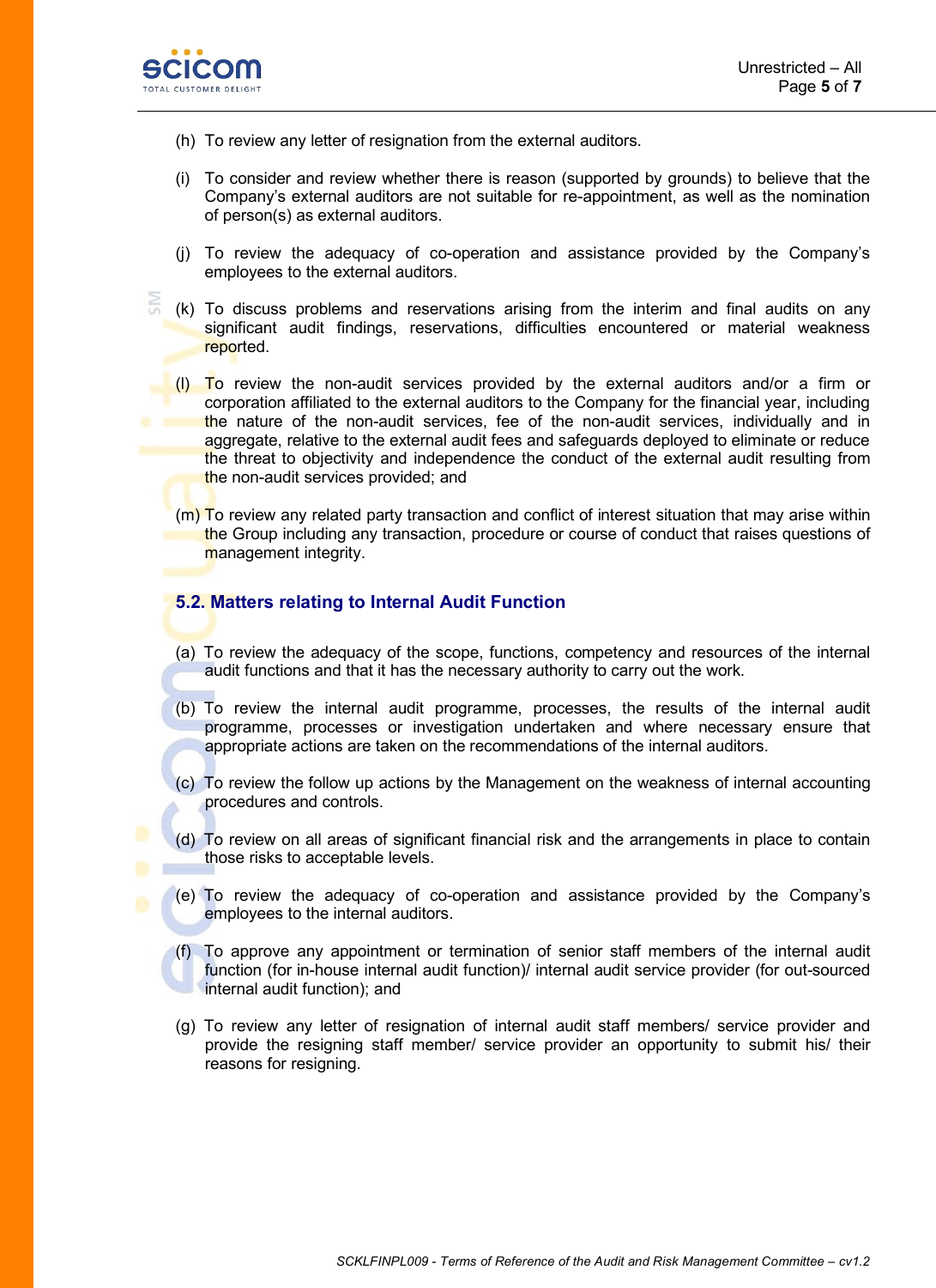(h) To review any letter of resignation from the external auditors.

(i) To consider and review whether there is reason (supported by grounds) to believe that the Company's external auditors are not suitable for re-appointment, as well as the nomination of person(s) as external auditors.

(j) To review the adequacy of co-operation and assistance provided by the Company's employees to the external auditors.

(k) To discuss problems and reservations arising from the interim and final audits on any significant audit findings, reservations, difficulties encountered or material weakness reported.

(l) To review the non-audit services provided by the external auditors and/or a firm or corporation affiliated to the external auditors to the Company for the financial year, including the nature of the non-audit services, fee of the non-audit services, individually and in aggregate, relative to the external audit fees and safeguards deployed to eliminate or reduce the threat to objectivity and independence the conduct of the external audit resulting from the non-audit services provided; and

(m) To review any related party transaction and conflict of interest situation that may arise within the Group including any transaction, procedure or course of conduct that raises questions of management integrity.

### 5.2. Matters relating to Internal Audit Function

(a) To review the adequacy of the scope, functions, competency and resources of the internal audit functions and that it has the necessary authority to carry out the work.

(b) To review the internal audit programme, processes, the results of the internal audit programme, processes or investigation undertaken and where necessary ensure that appropriate actions are taken on the recommendations of the internal auditors.

(c) To review the follow up actions by the Management on the weakness of internal accounting procedures and controls.

(d) To review on all areas of significant financial risk and the arrangements in place to contain those risks to acceptable levels.

(e) To review the adequacy of co-operation and assistance provided by the Company's employees to the internal auditors.

(f) To approve any appointment or termination of senior staff members of the internal audit function (for in-house internal audit function)/ internal audit service provider (for out-sourced internal audit function); and

(g) To review any letter of resignation of internal audit staff members/ service provider and provide the resigning staff member/ service provider an opportunity to submit his/ their reasons for resigning.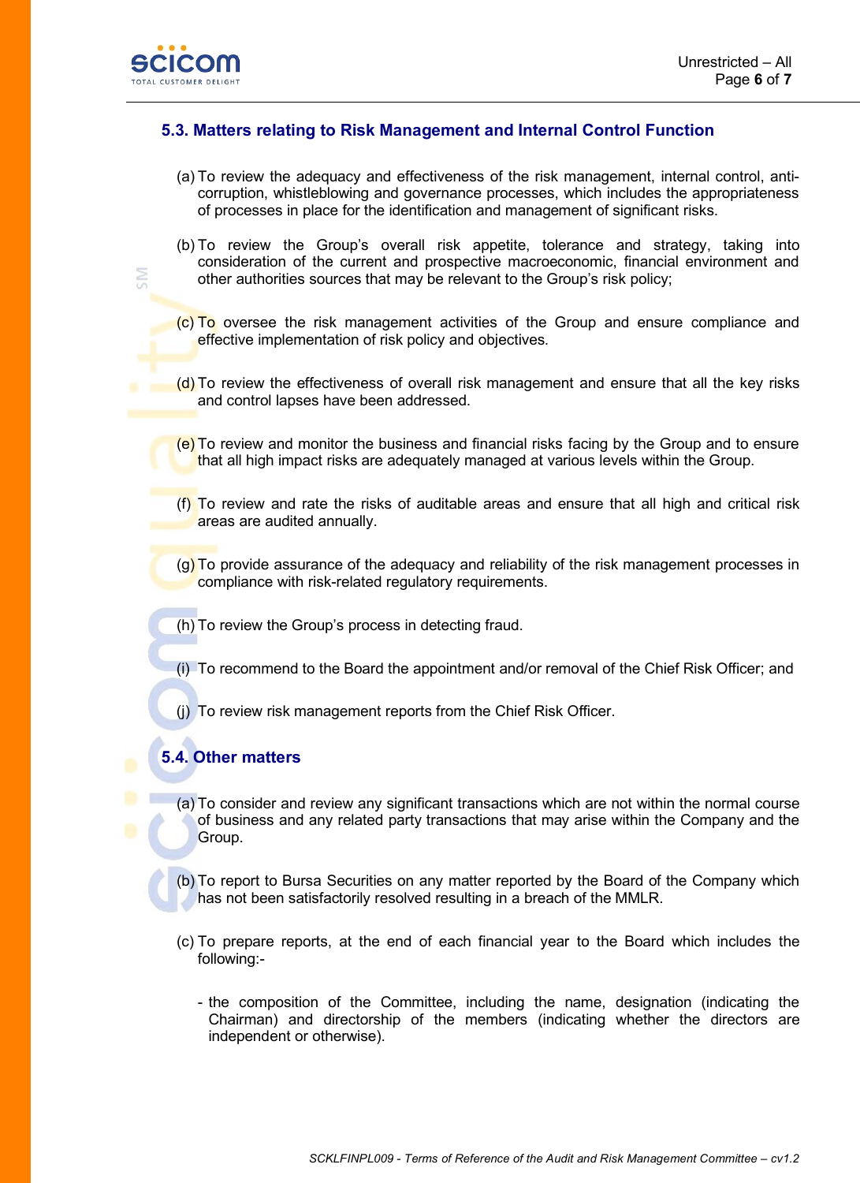### 5.3. Matters relating to Risk Management and Internal Control Function

(a) To review the adequacy and effectiveness of the risk management, internal control, anti-corruption, whistleblowing and governance processes, which includes the appropriateness of processes in place for the identification and management of significant risks.

(b) To review the Group's overall risk appetite, tolerance and strategy, taking into consideration of the current and prospective macroeconomic, financial environment and other authorities sources that may be relevant to the Group's risk policy;

(c) To oversee the risk management activities of the Group and ensure compliance and effective implementation of risk policy and objectives.

(d) To review the effectiveness of overall risk management and ensure that all the key risks and control lapses have been addressed.

(e) To review and monitor the business and financial risks facing by the Group and to ensure that all high impact risks are adequately managed at various levels within the Group.

(f) To review and rate the risks of auditable areas and ensure that all high and critical risk areas are audited annually.

(g) To provide assurance of the adequacy and reliability of the risk management processes in compliance with risk-related regulatory requirements.

(h) To review the Group's process in detecting fraud.

(i) To recommend to the Board the appointment and/or removal of the Chief Risk Officer; and

(j) To review risk management reports from the Chief Risk Officer.

### 5.4. Other matters

(a) To consider and review any significant transactions which are not within the normal course of business and any related party transactions that may arise within the Company and the Group.

(b) To report to Bursa Securities on any matter reported by the Board of the Company which has not been satisfactorily resolved resulting in a breach of the MMLR.

(c) To prepare reports, at the end of each financial year to the Board which includes the following:-

- the composition of the Committee, including the name, designation (indicating the Chairman) and directorship of the members (indicating whether the directors are independent or otherwise).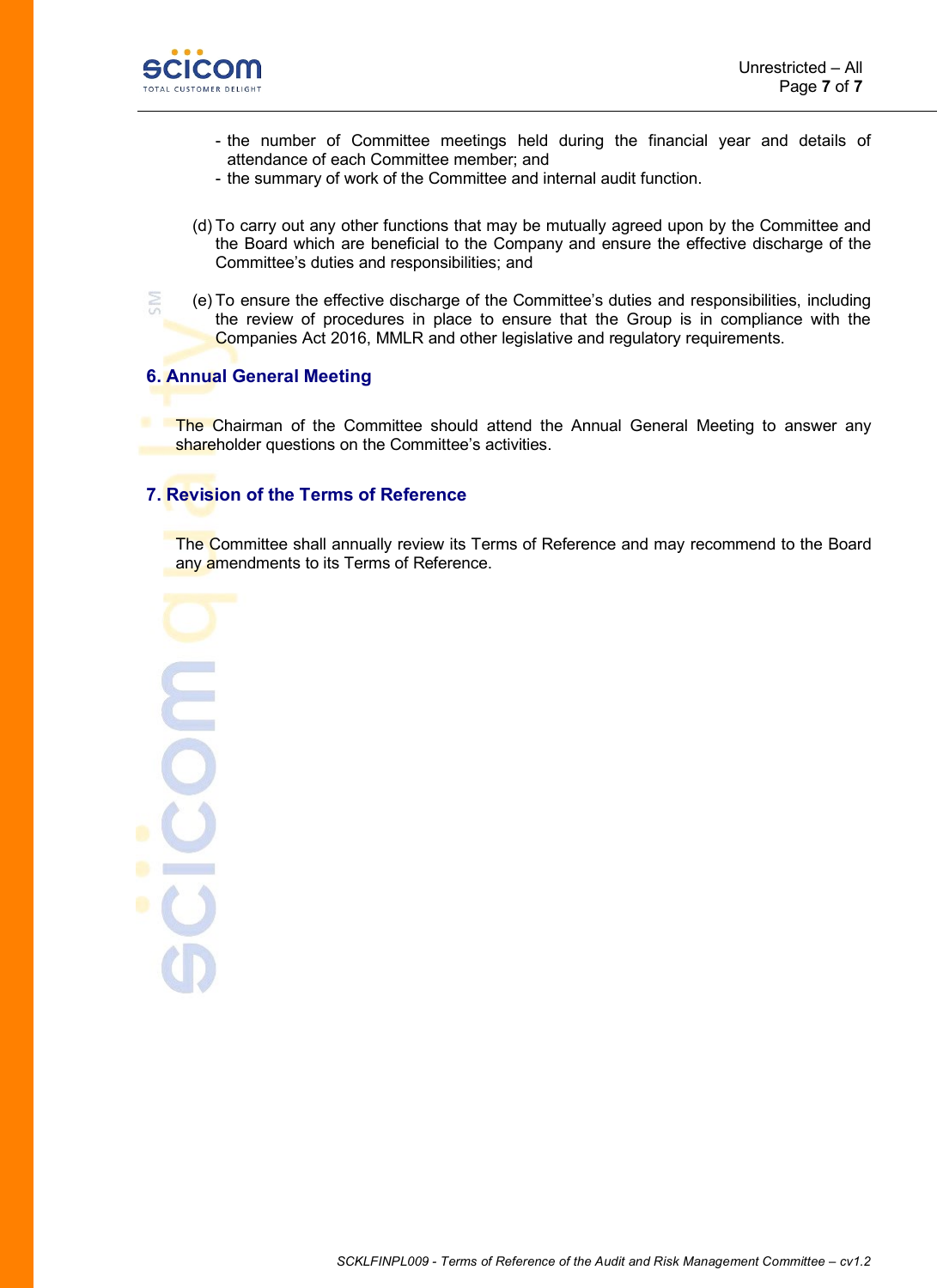- the number of Committee meetings held during the financial year and details of attendance of each Committee member; and
- the summary of work of the Committee and internal audit function.

(d) To carry out any other functions that may be mutually agreed upon by the Committee and the Board which are beneficial to the Company and ensure the effective discharge of the Committee's duties and responsibilities; and

(e) To ensure the effective discharge of the Committee's duties and responsibilities, including the review of procedures in place to ensure that the Group is in compliance with the Companies Act 2016, MMLR and other legislative and regulatory requirements.

## 6. Annual General Meeting

The Chairman of the Committee should attend the Annual General Meeting to answer any shareholder questions on the Committee's activities.

## 7. Revision of the Terms of Reference

The Committee shall annually review its Terms of Reference and may recommend to the Board any amendments to its Terms of Reference.